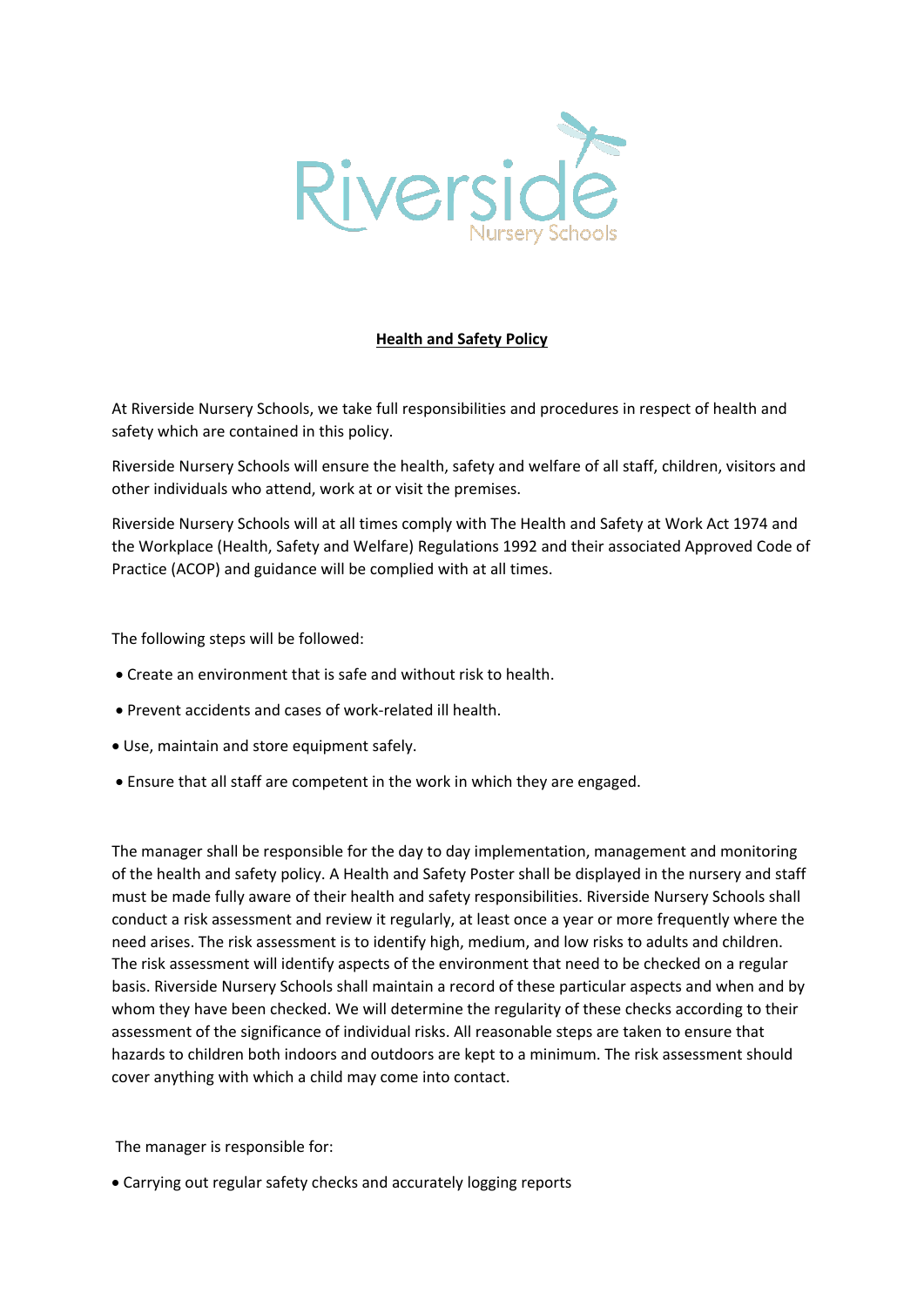Riverside
Nursery Schools

## Health and Safety Policy

At Riverside Nursery Schools, we take full responsibilities and procedures in respect of health and safety which are contained in this policy.

Riverside Nursery Schools will ensure the health, safety and welfare of all staff, children, visitors and other individuals who attend, work at or visit the premises.

Riverside Nursery Schools will at all times comply with The Health and Safety at Work Act 1974 and the Workplace (Health, Safety and Welfare) Regulations 1992 and their associated Approved Code of Practice (ACOP) and guidance will be complied with at all times.

The following steps will be followed:

- Create an environment that is safe and without risk to health.
- Prevent accidents and cases of work-related ill health.
- Use, maintain and store equipment safely.
- Ensure that all staff are competent in the work in which they are engaged.

The manager shall be responsible for the day to day implementation, management and monitoring of the health and safety policy. A Health and Safety Poster shall be displayed in the nursery and staff must be made fully aware of their health and safety responsibilities. Riverside Nursery Schools shall conduct a risk assessment and review it regularly, at least once a year or more frequently where the need arises. The risk assessment is to identify high, medium, and low risks to adults and children. The risk assessment will identify aspects of the environment that need to be checked on a regular basis. Riverside Nursery Schools shall maintain a record of these particular aspects and when and by whom they have been checked. We will determine the regularity of these checks according to their assessment of the significance of individual risks. All reasonable steps are taken to ensure that hazards to children both indoors and outdoors are kept to a minimum. The risk assessment should cover anything with which a child may come into contact.

The manager is responsible for:

- Carrying out regular safety checks and accurately logging reports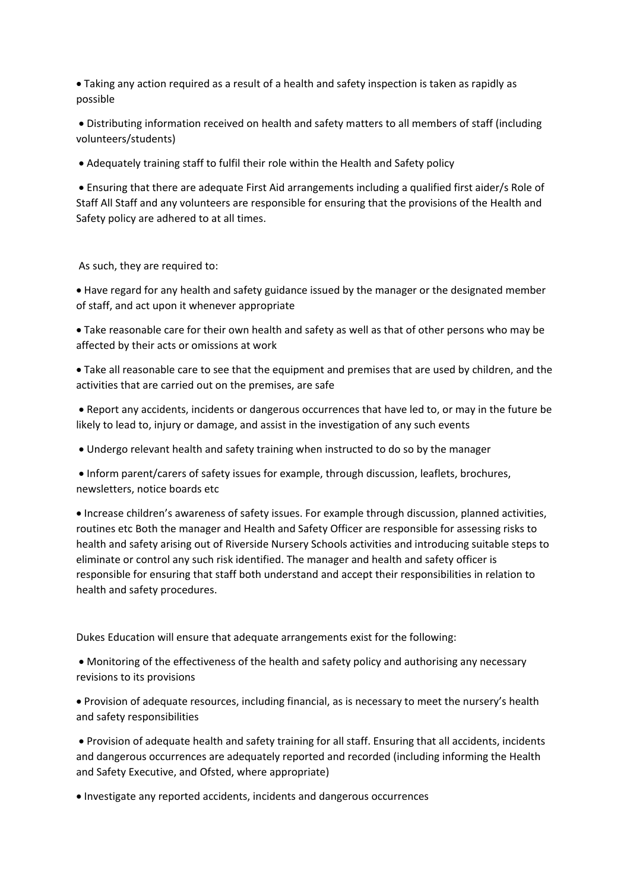- Taking any action required as a result of a health and safety inspection is taken as rapidly as possible
- Distributing information received on health and safety matters to all members of staff (including volunteers/students)
- Adequately training staff to fulfil their role within the Health and Safety policy
- Ensuring that there are adequate First Aid arrangements including a qualified first aider/s Role of Staff All Staff and any volunteers are responsible for ensuring that the provisions of the Health and Safety policy are adhered to at all times.

As such, they are required to:

- Have regard for any health and safety guidance issued by the manager or the designated member of staff, and act upon it whenever appropriate
- Take reasonable care for their own health and safety as well as that of other persons who may be affected by their acts or omissions at work
- Take all reasonable care to see that the equipment and premises that are used by children, and the activities that are carried out on the premises, are safe
- Report any accidents, incidents or dangerous occurrences that have led to, or may in the future be likely to lead to, injury or damage, and assist in the investigation of any such events
- Undergo relevant health and safety training when instructed to do so by the manager
- Inform parent/carers of safety issues for example, through discussion, leaflets, brochures, newsletters, notice boards etc
- Increase children's awareness of safety issues. For example through discussion, planned activities, routines etc Both the manager and Health and Safety Officer are responsible for assessing risks to health and safety arising out of Riverside Nursery Schools activities and introducing suitable steps to eliminate or control any such risk identified. The manager and health and safety officer is responsible for ensuring that staff both understand and accept their responsibilities in relation to health and safety procedures.

Dukes Education will ensure that adequate arrangements exist for the following:

- Monitoring of the effectiveness of the health and safety policy and authorising any necessary revisions to its provisions
- Provision of adequate resources, including financial, as is necessary to meet the nursery's health and safety responsibilities
- Provision of adequate health and safety training for all staff. Ensuring that all accidents, incidents and dangerous occurrences are adequately reported and recorded (including informing the Health and Safety Executive, and Ofsted, where appropriate)
- Investigate any reported accidents, incidents and dangerous occurrences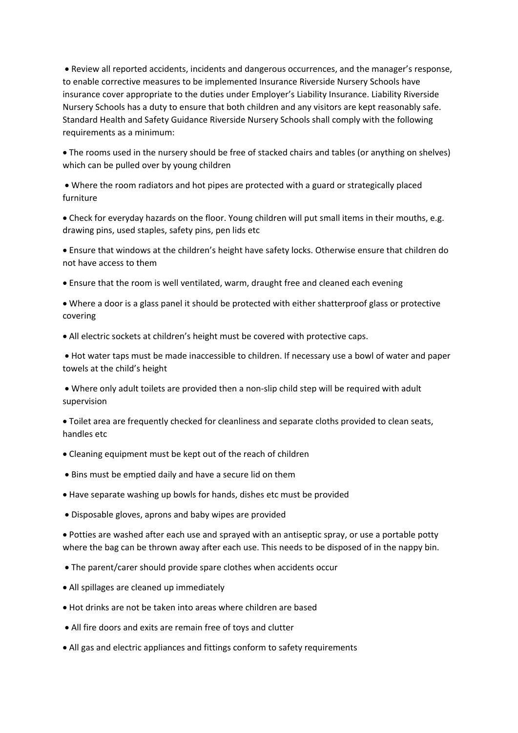- Review all reported accidents, incidents and dangerous occurrences, and the manager's response, to enable corrective measures to be implemented Insurance Riverside Nursery Schools have insurance cover appropriate to the duties under Employer's Liability Insurance. Liability Riverside Nursery Schools has a duty to ensure that both children and any visitors are kept reasonably safe. Standard Health and Safety Guidance Riverside Nursery Schools shall comply with the following requirements as a minimum:

- The rooms used in the nursery should be free of stacked chairs and tables (or anything on shelves) which can be pulled over by young children

- Where the room radiators and hot pipes are protected with a guard or strategically placed furniture

- Check for everyday hazards on the floor. Young children will put small items in their mouths, e.g. drawing pins, used staples, safety pins, pen lids etc

- Ensure that windows at the children's height have safety locks. Otherwise ensure that children do not have access to them

- Ensure that the room is well ventilated, warm, draught free and cleaned each evening

- Where a door is a glass panel it should be protected with either shatterproof glass or protective covering

- All electric sockets at children's height must be covered with protective caps.

- Hot water taps must be made inaccessible to children. If necessary use a bowl of water and paper towels at the child's height

- Where only adult toilets are provided then a non-slip child step will be required with adult supervision

- Toilet area are frequently checked for cleanliness and separate cloths provided to clean seats, handles etc

- Cleaning equipment must be kept out of the reach of children

- Bins must be emptied daily and have a secure lid on them

- Have separate washing up bowls for hands, dishes etc must be provided

- Disposable gloves, aprons and baby wipes are provided

- Potties are washed after each use and sprayed with an antiseptic spray, or use a portable potty where the bag can be thrown away after each use. This needs to be disposed of in the nappy bin.

- The parent/carer should provide spare clothes when accidents occur

- All spillages are cleaned up immediately

- Hot drinks are not be taken into areas where children are based

- All fire doors and exits are remain free of toys and clutter

- All gas and electric appliances and fittings conform to safety requirements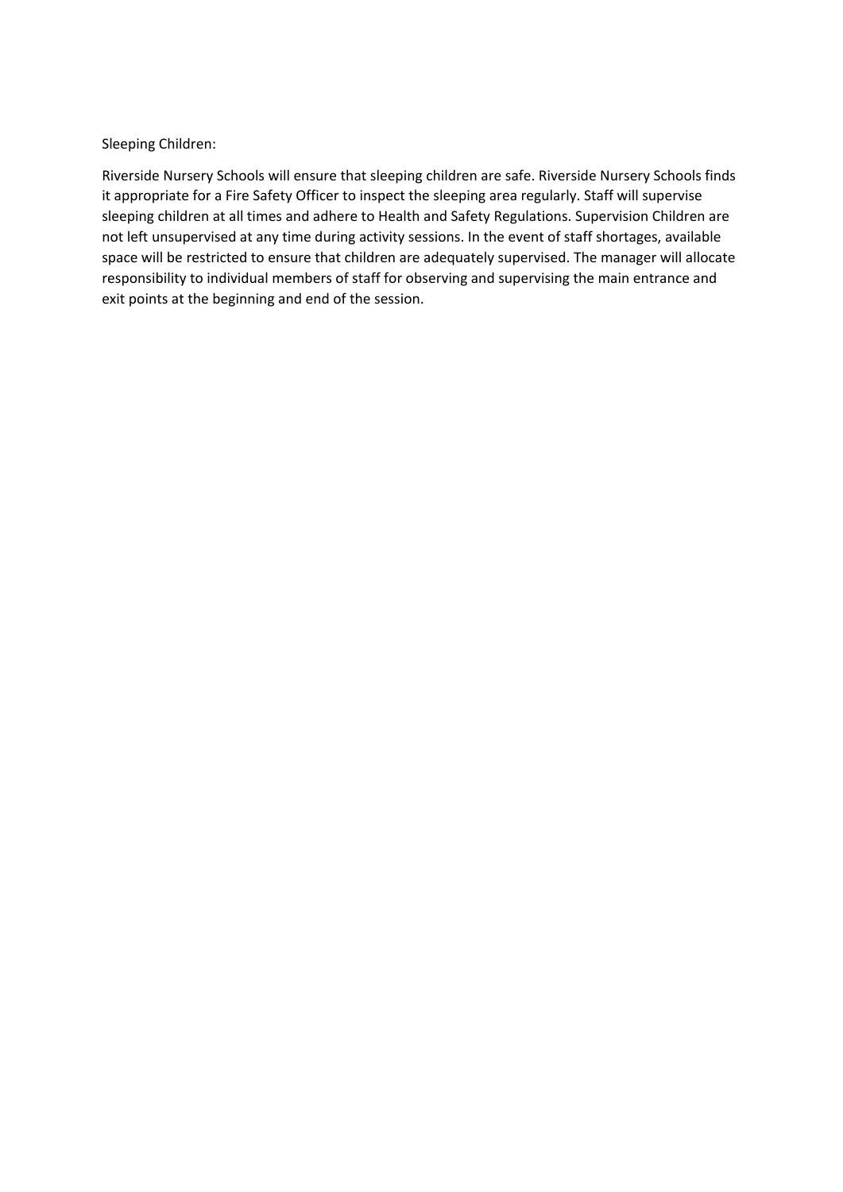Sleeping Children:

Riverside Nursery Schools will ensure that sleeping children are safe. Riverside Nursery Schools finds it appropriate for a Fire Safety Officer to inspect the sleeping area regularly. Staff will supervise sleeping children at all times and adhere to Health and Safety Regulations. Supervision Children are not left unsupervised at any time during activity sessions. In the event of staff shortages, available space will be restricted to ensure that children are adequately supervised. The manager will allocate responsibility to individual members of staff for observing and supervising the main entrance and exit points at the beginning and end of the session.